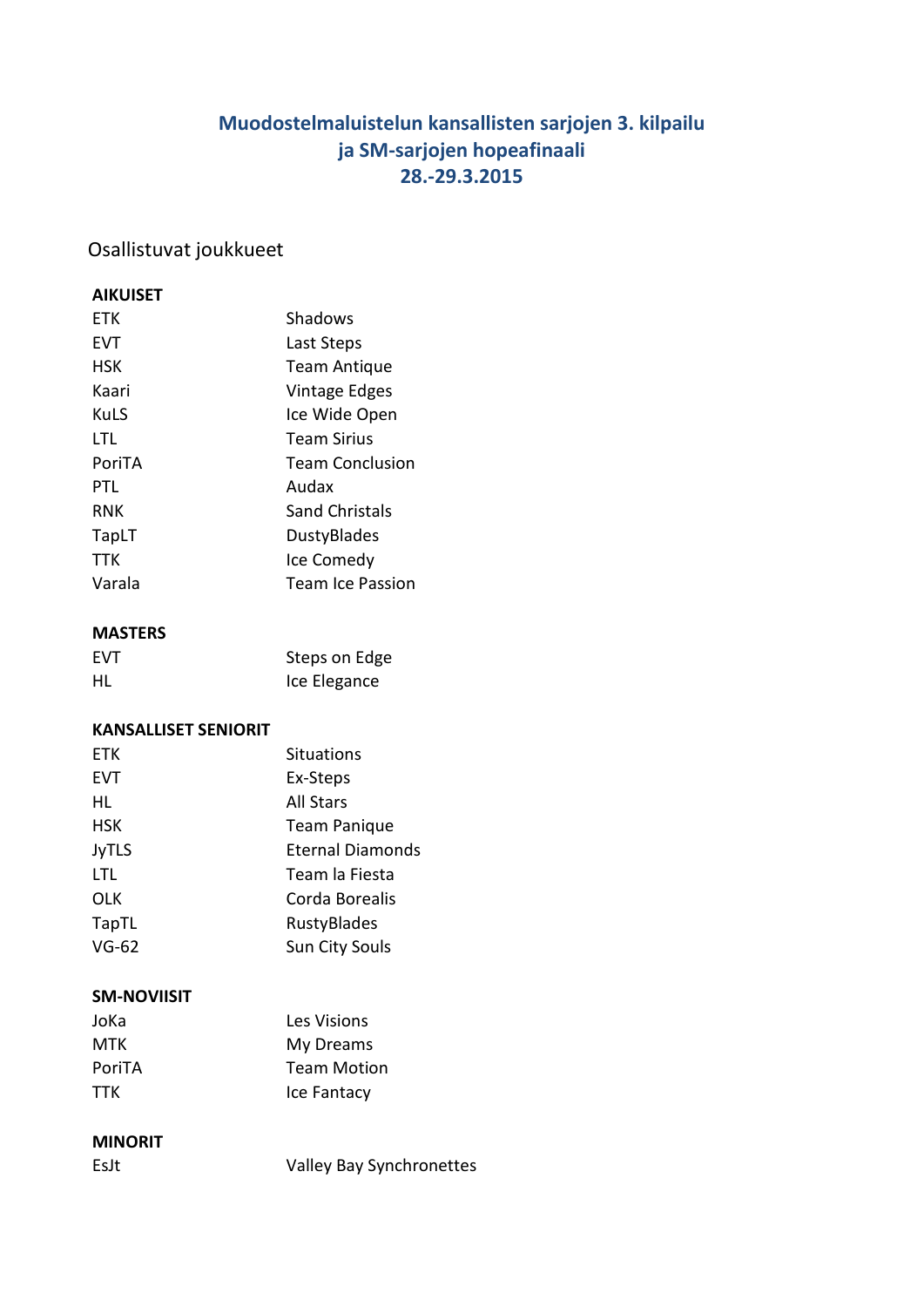# Muodostelmaluistelun kansallisten sarjojen 3. kilpailu
# ja SM-sarjojen hopeafinaali
# 28.-29.3.2015

Osallistuvat joukkueet

**AIKUISET**

| | |
|---|---|
| ETK | Shadows |
| EVT | Last Steps |
| HSK | Team Antique |
| Kaari | Vintage Edges |
| KuLS | Ice Wide Open |
| LTL | Team Sirius |
| PoriTA | Team Conclusion |
| PTL | Audax |
| RNK | Sand Christals |
| TapLT | DustyBlades |
| TTK | Ice Comedy |
| Varala | Team Ice Passion |

**MASTERS**

| | |
|---|---|
| EVT | Steps on Edge |
| HL | Ice Elegance |

**KANSALLISET SENIORIT**

| | |
|---|---|
| ETK | Situations |
| EVT | Ex-Steps |
| HL | All Stars |
| HSK | Team Panique |
| JyTLS | Eternal Diamonds |
| LTL | Team la Fiesta |
| OLK | Corda Borealis |
| TapTL | RustyBlades |
| VG-62 | Sun City Souls |

**SM-NOVIISIT**

| | |
|---|---|
| JoKa | Les Visions |
| MTK | My Dreams |
| PoriTA | Team Motion |
| TTK | Ice Fantacy |

**MINORIT**

| | |
|---|---|
| EsJt | Valley Bay Synchronettes |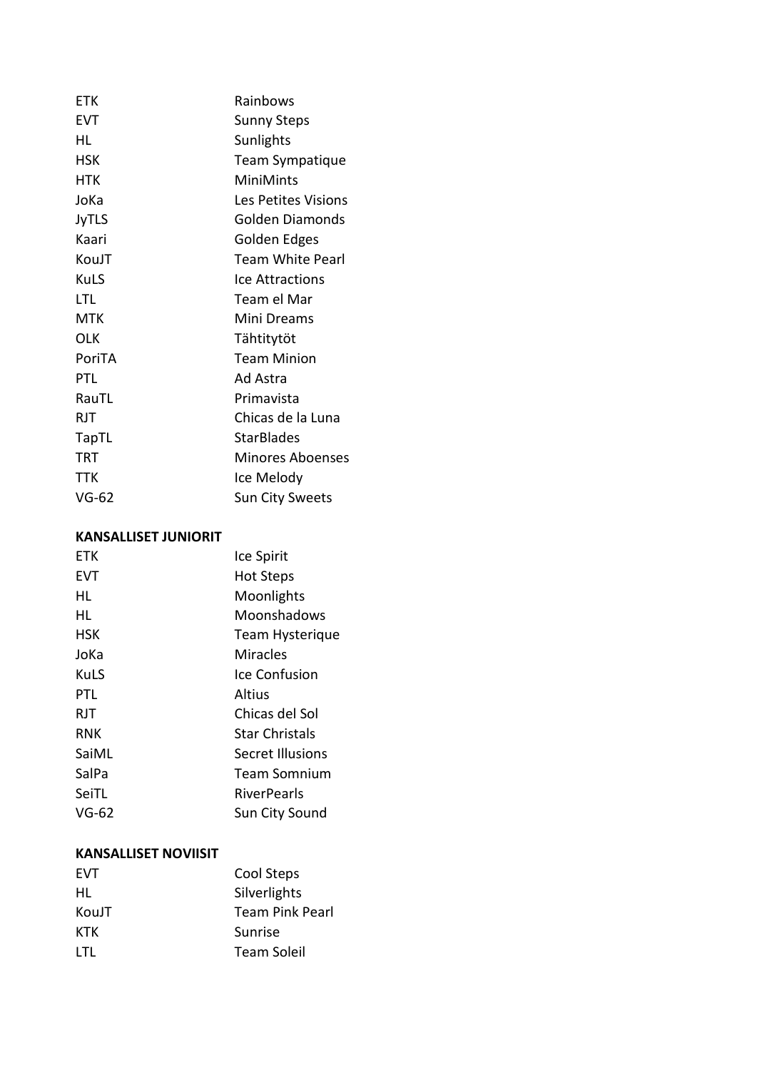| | |
|---|---|
| ETK | Rainbows |
| EVT | Sunny Steps |
| HL | Sunlights |
| HSK | Team Sympatique |
| HTK | MiniMints |
| JoKa | Les Petites Visions |
| JyTLS | Golden Diamonds |
| Kaari | Golden Edges |
| KouJT | Team White Pearl |
| KuLS | Ice Attractions |
| LTL | Team el Mar |
| MTK | Mini Dreams |
| OLK | Tähtitytöt |
| PoriTA | Team Minion |
| PTL | Ad Astra |
| RauTL | Primavista |
| RJT | Chicas de la Luna |
| TapTL | StarBlades |
| TRT | Minores Aboenses |
| TTK | Ice Melody |
| VG-62 | Sun City Sweets |

**KANSALLISET JUNIORIT**

| | |
|---|---|
| ETK | Ice Spirit |
| EVT | Hot Steps |
| HL | Moonlights |
| HL | Moonshadows |
| HSK | Team Hysterique |
| JoKa | Miracles |
| KuLS | Ice Confusion |
| PTL | Altius |
| RJT | Chicas del Sol |
| RNK | Star Christals |
| SaiML | Secret Illusions |
| SalPa | Team Somnium |
| SeiTL | RiverPearls |
| VG-62 | Sun City Sound |

**KANSALLISET NOVIISIT**

| | |
|---|---|
| EVT | Cool Steps |
| HL | Silverlights |
| KouJT | Team Pink Pearl |
| KTK | Sunrise |
| LTL | Team Soleil |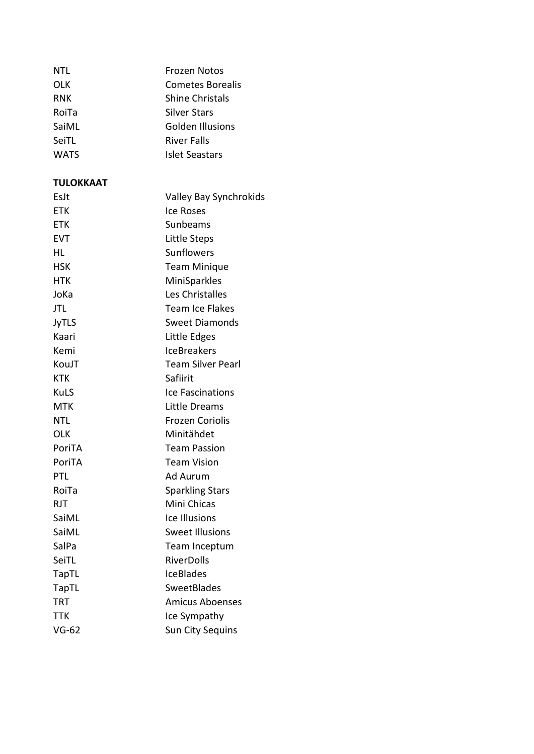| | |
|---|---|
| NTL | Frozen Notos |
| OLK | Cometes Borealis |
| RNK | Shine Christals |
| RoiTa | Silver Stars |
| SaiML | Golden Illusions |
| SeiTL | River Falls |
| WATS | Islet Seastars |

**TULOKKAAT**

| | |
|---|---|
| EsJt | Valley Bay Synchrokids |
| ETK | Ice Roses |
| ETK | Sunbeams |
| EVT | Little Steps |
| HL | Sunflowers |
| HSK | Team Minique |
| HTK | MiniSparkles |
| JoKa | Les Christalles |
| JTL | Team Ice Flakes |
| JyTLS | Sweet Diamonds |
| Kaari | Little Edges |
| Kemi | IceBreakers |
| KouJT | Team Silver Pearl |
| KTK | Safiirit |
| KuLS | Ice Fascinations |
| MTK | Little Dreams |
| NTL | Frozen Coriolis |
| OLK | Minitähdet |
| PoriTA | Team Passion |
| PoriTA | Team Vision |
| PTL | Ad Aurum |
| RoiTa | Sparkling Stars |
| RJT | Mini Chicas |
| SaiML | Ice Illusions |
| SaiML | Sweet Illusions |
| SalPa | Team Inceptum |
| SeiTL | RiverDolls |
| TapTL | IceBlades |
| TapTL | SweetBlades |
| TRT | Amicus Aboenses |
| TTK | Ice Sympathy |
| VG-62 | Sun City Sequins |